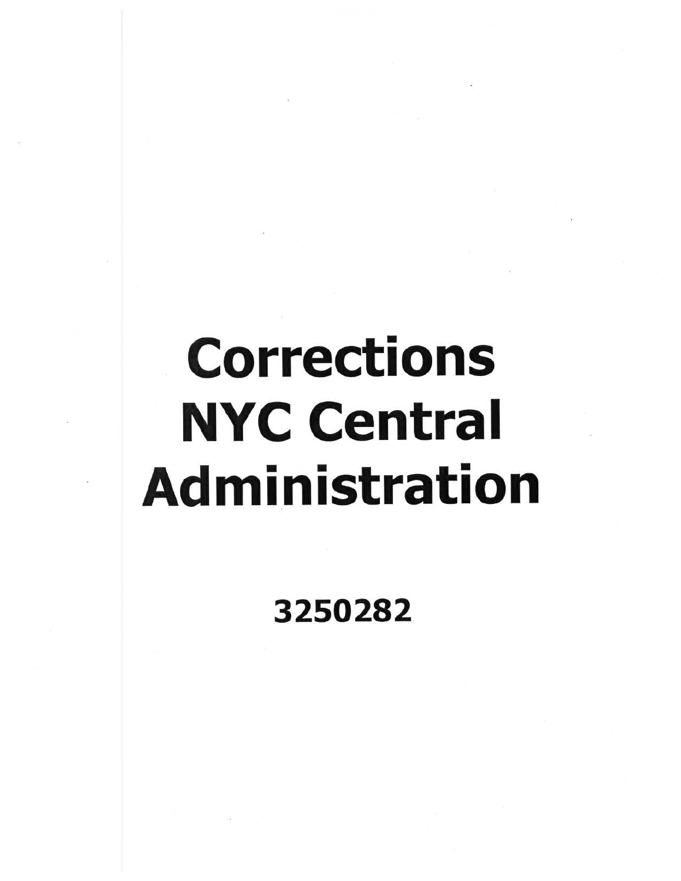# Corrections NYC Central Administration

**3250282**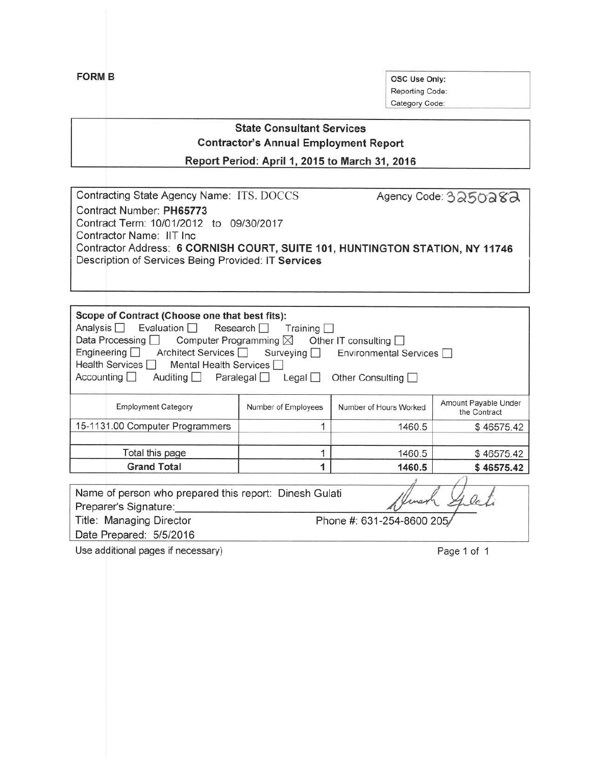**FORM B**

| OSC Use Only: |
|---|
| Reporting Code: |
| Category Code: |

## State Consultant Services
### Contractor's Annual Employment Report
### Report Period: April 1, 2015 to March 31, 2016

Contracting State Agency Name: ITS. DOCCS  Agency Code: 3250282
Contract Number: **PH65773**
Contract Term: 10/01/2012 to 09/30/2017
Contractor Name: IIT Inc
Contractor Address: **6 CORNISH COURT, SUITE 101, HUNTINGTON STATION, NY 11746**
Description of Services Being Provided: **IT Services**

**Scope of Contract (Choose one that best fits):**
Analysis ☐ Evaluation ☐ Research ☐ Training ☐
Data Processing ☐ Computer Programming ☒ Other IT consulting ☐
Engineering ☐ Architect Services ☐ Surveying ☐ Environmental Services ☐
Health Services ☐ Mental Health Services ☐
Accounting ☐ Auditing ☐ Paralegal ☐ Legal ☐ Other Consulting ☐

| Employment Category | Number of Employees | Number of Hours Worked | Amount Payable Under the Contract |
|---|---|---|---|
| 15-1131.00 Computer Programmers | 1 | 1460.5 | $ 46575.42 |
| | | | |
| Total this page | 1 | 1460.5 | $ 46575.42 |
| **Grand Total** | **1** | **1460.5** | **$ 46575.42** |

Name of person who prepared this report: Dinesh Gulati
Preparer's Signature: Dinesh Gulati
Title: Managing Director  Phone #: 631-254-8600 205
Date Prepared: 5/5/2016

Use additional pages if necessary)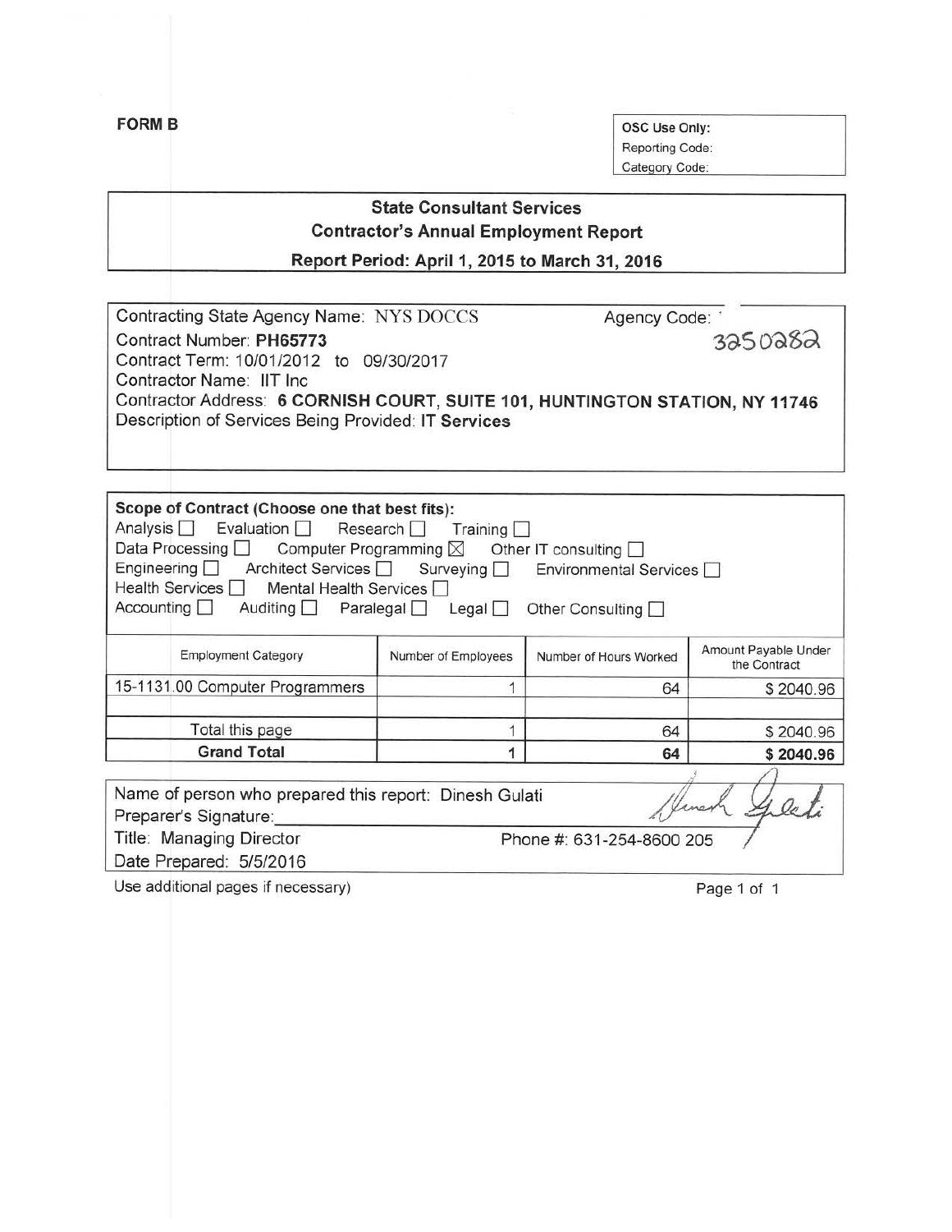**FORM B**

| OSC Use Only: |
| --- |
| Reporting Code: |
| Category Code: |

## State Consultant Services
### Contractor's Annual Employment Report
### Report Period: April 1, 2015 to March 31, 2016

Contracting State Agency Name: NYS DOCCS  Agency Code: 3350282
Contract Number: **PH65773**
Contract Term: 10/01/2012 to 09/30/2017
Contractor Name: IIT Inc
Contractor Address: **6 CORNISH COURT, SUITE 101, HUNTINGTON STATION, NY 11746**
Description of Services Being Provided: **IT Services**

**Scope of Contract (Choose one that best fits):**

Analysis ☐ Evaluation ☐ Research ☐ Training ☐
Data Processing ☐ Computer Programming ☒ Other IT consulting ☐
Engineering ☐ Architect Services ☐ Surveying ☐ Environmental Services ☐
Health Services ☐ Mental Health Services ☐
Accounting ☐ Auditing ☐ Paralegal ☐ Legal ☐ Other Consulting ☐

| Employment Category | Number of Employees | Number of Hours Worked | Amount Payable Under the Contract |
| --- | --- | --- | --- |
| 15-1131.00 Computer Programmers | 1 | 64 | $ 2040.96 |
| | | | |
| Total this page | 1 | 64 | $ 2040.96 |
| **Grand Total** | **1** | **64** | **$ 2040.96** |

Name of person who prepared this report: Dinesh Gulati
Preparer's Signature: Dinesh Gulati
Title: Managing Director  Phone #: 631-254-8600 205
Date Prepared: 5/5/2016

Use additional pages if necessary)